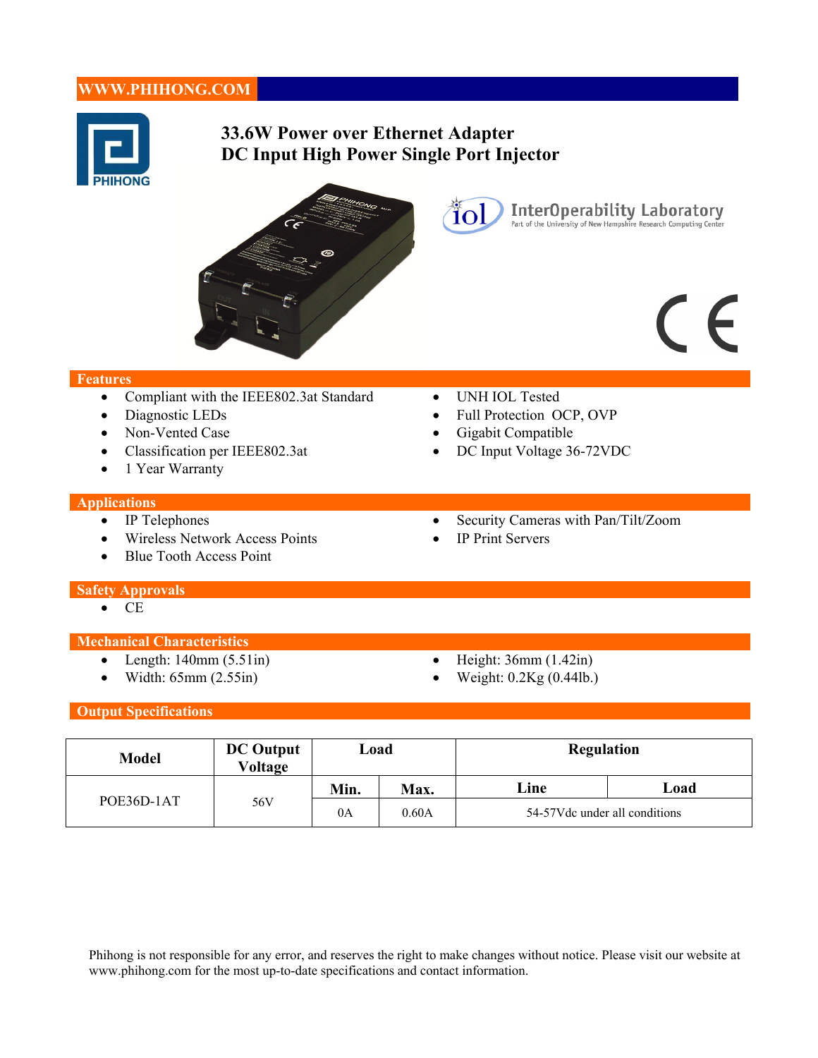WWW.PHIHONG.COM

# 33.6W Power over Ethernet Adapter
# DC Input High Power Single Port Injector

## Features

- Compliant with the IEEE802.3at Standard
- Diagnostic LEDs
- Non-Vented Case
- Classification per IEEE802.3at
- 1 Year Warranty
- UNH IOL Tested
- Full Protection OCP, OVP
- Gigabit Compatible
- DC Input Voltage 36-72VDC

## Applications

- IP Telephones
- Wireless Network Access Points
- Blue Tooth Access Point
- Security Cameras with Pan/Tilt/Zoom
- IP Print Servers

## Safety Approvals

- CE

## Mechanical Characteristics

- Length: 140mm (5.51in)
- Width: 65mm (2.55in)
- Height: 36mm (1.42in)
- Weight: 0.2Kg (0.44lb.)

## Output Specifications

| Model | DC Output Voltage | Load | | Regulation | |
|---|---|---|---|---|---|
| | | Min. | Max. | Line | Load |
| POE36D-1AT | 56V | 0A | 0.60A | 54-57Vdc under all conditions | |

Phihong is not responsible for any error, and reserves the right to make changes without notice. Please visit our website at www.phihong.com for the most up-to-date specifications and contact information.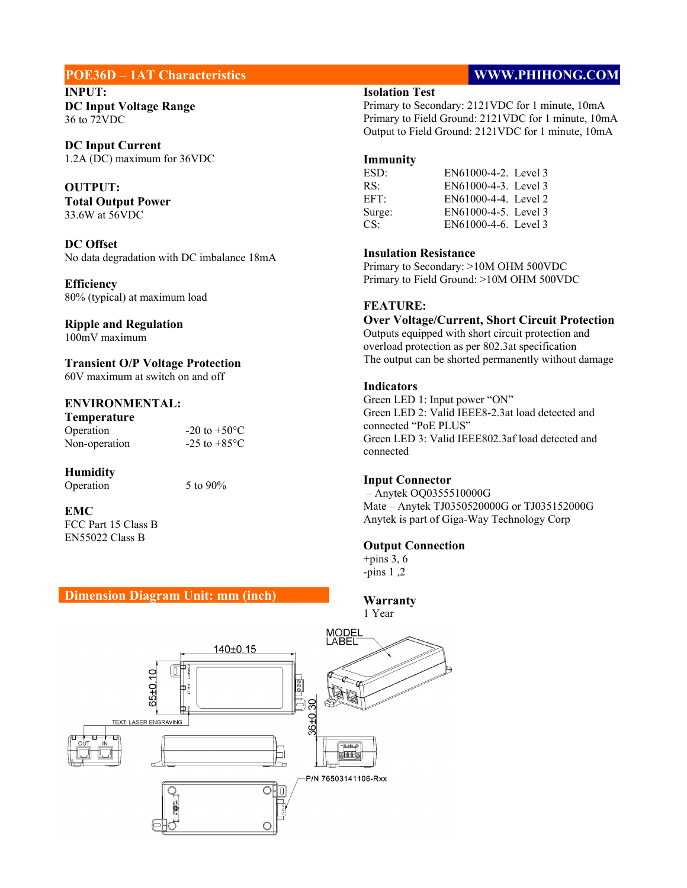## POE36D – 1AT Characteristics

WWW.PHIHONG.COM

### INPUT:

**DC Input Voltage Range**
36 to 72VDC

**DC Input Current**
1.2A (DC) maximum for 36VDC

### OUTPUT:

**Total Output Power**
33.6W at 56VDC

**DC Offset**
No data degradation with DC imbalance 18mA

**Efficiency**
80% (typical) at maximum load

**Ripple and Regulation**
100mV maximum

**Transient O/P Voltage Protection**
60V maximum at switch on and off

### ENVIRONMENTAL:

**Temperature**

| | |
|---|---|
| Operation | -20 to +50°C |
| Non-operation | -25 to +85°C |

**Humidity**

| | |
|---|---|
| Operation | 5 to 90% |

**EMC**
FCC Part 15 Class B
EN55022 Class B

**Isolation Test**
Primary to Secondary: 2121VDC for 1 minute, 10mA
Primary to Field Ground: 2121VDC for 1 minute, 10mA
Output to Field Ground: 2121VDC for 1 minute, 10mA

**Immunity**

| | |
|---|---|
| ESD: | EN61000-4-2. Level 3 |
| RS: | EN61000-4-3. Level 3 |
| EFT: | EN61000-4-4. Level 2 |
| Surge: | EN61000-4-5. Level 3 |
| CS: | EN61000-4-6. Level 3 |

**Insulation Resistance**
Primary to Secondary: >10M OHM 500VDC
Primary to Field Ground: >10M OHM 500VDC

### FEATURE:

**Over Voltage/Current, Short Circuit Protection**
Outputs equipped with short circuit protection and overload protection as per 802.3at specification
The output can be shorted permanently without damage

**Indicators**
Green LED 1: Input power "ON"
Green LED 2: Valid IEEE8-2.3at load detected and connected "PoE PLUS"
Green LED 3: Valid IEEE802.3af load detected and connected

**Input Connector**
– Anytek OQ0355510000G
Mate – Anytek TJ0350520000G or TJ035152000G
Anytek is part of Giga-Way Technology Corp

**Output Connection**
+pins 3, 6
-pins 1 ,2

**Warranty**
1 Year

## Dimension Diagram Unit: mm (inch)

140±0.15
65±0.10
36±0.30
MODEL LABEL
TEXT LASER ENGRAVING
OUT IN
P/N 76503141106-Rxx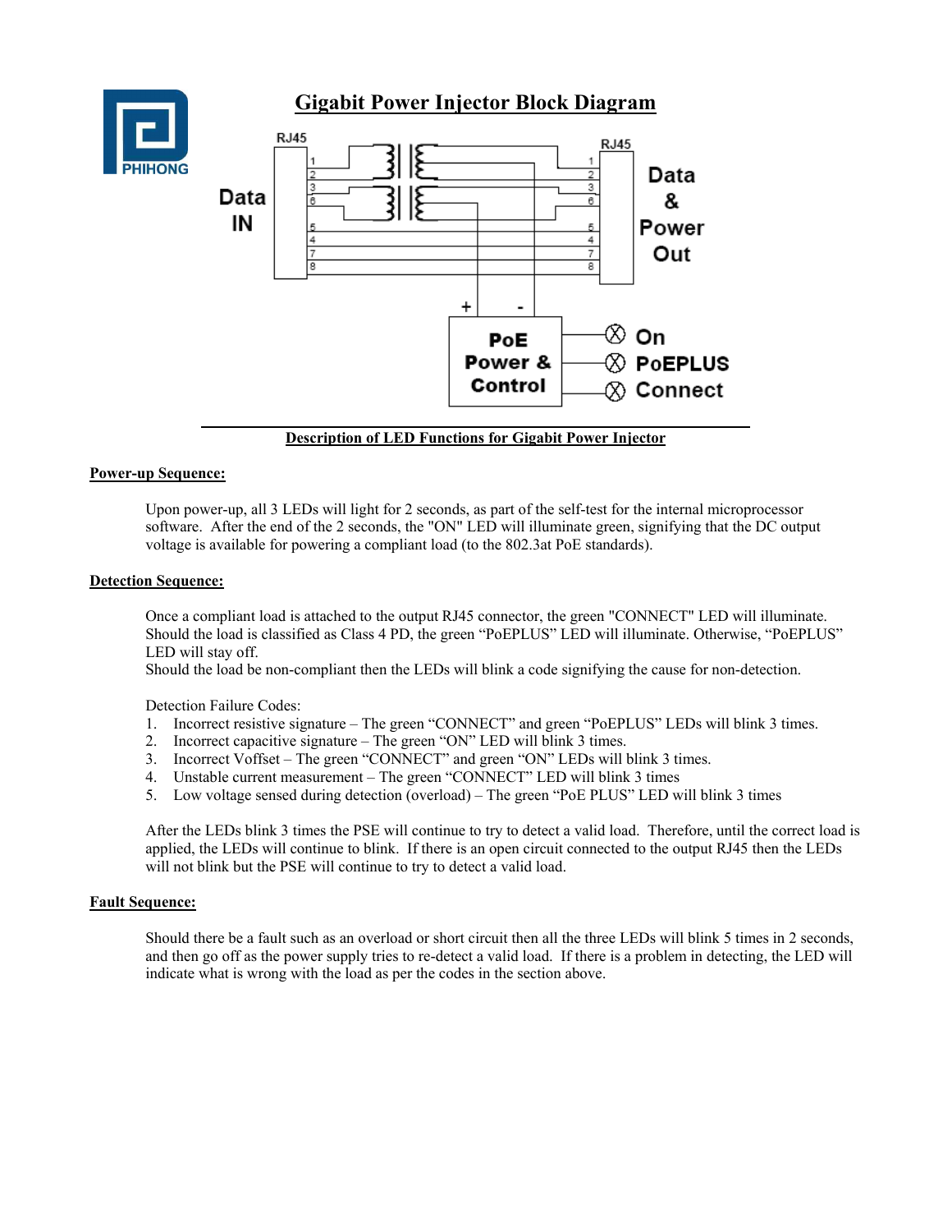# Gigabit Power Injector Block Diagram

PHIHONG

RJ45

Data IN

1
2
3
6
5
4
7
8

RJ45

1
2
3
6
5
4
7
8

Data & Power Out

+
-

PoE Power & Control

On

PoEPLUS

Connect

## Description of LED Functions for Gigabit Power Injector

### Power-up Sequence:

Upon power-up, all 3 LEDs will light for 2 seconds, as part of the self-test for the internal microprocessor software. After the end of the 2 seconds, the "ON" LED will illuminate green, signifying that the DC output voltage is available for powering a compliant load (to the 802.3at PoE standards).

### Detection Sequence:

Once a compliant load is attached to the output RJ45 connector, the green "CONNECT" LED will illuminate. Should the load is classified as Class 4 PD, the green "PoEPLUS" LED will illuminate. Otherwise, "PoEPLUS" LED will stay off.
Should the load be non-compliant then the LEDs will blink a code signifying the cause for non-detection.

Detection Failure Codes:

1. Incorrect resistive signature – The green "CONNECT" and green "PoEPLUS" LEDs will blink 3 times.
2. Incorrect capacitive signature – The green "ON" LED will blink 3 times.
3. Incorrect Voffset – The green "CONNECT" and green "ON" LEDs will blink 3 times.
4. Unstable current measurement – The green "CONNECT" LED will blink 3 times
5. Low voltage sensed during detection (overload) – The green "PoE PLUS" LED will blink 3 times

After the LEDs blink 3 times the PSE will continue to try to detect a valid load. Therefore, until the correct load is applied, the LEDs will continue to blink. If there is an open circuit connected to the output RJ45 then the LEDs will not blink but the PSE will continue to try to detect a valid load.

### Fault Sequence:

Should there be a fault such as an overload or short circuit then all the three LEDs will blink 5 times in 2 seconds, and then go off as the power supply tries to re-detect a valid load. If there is a problem in detecting, the LED will indicate what is wrong with the load as per the codes in the section above.